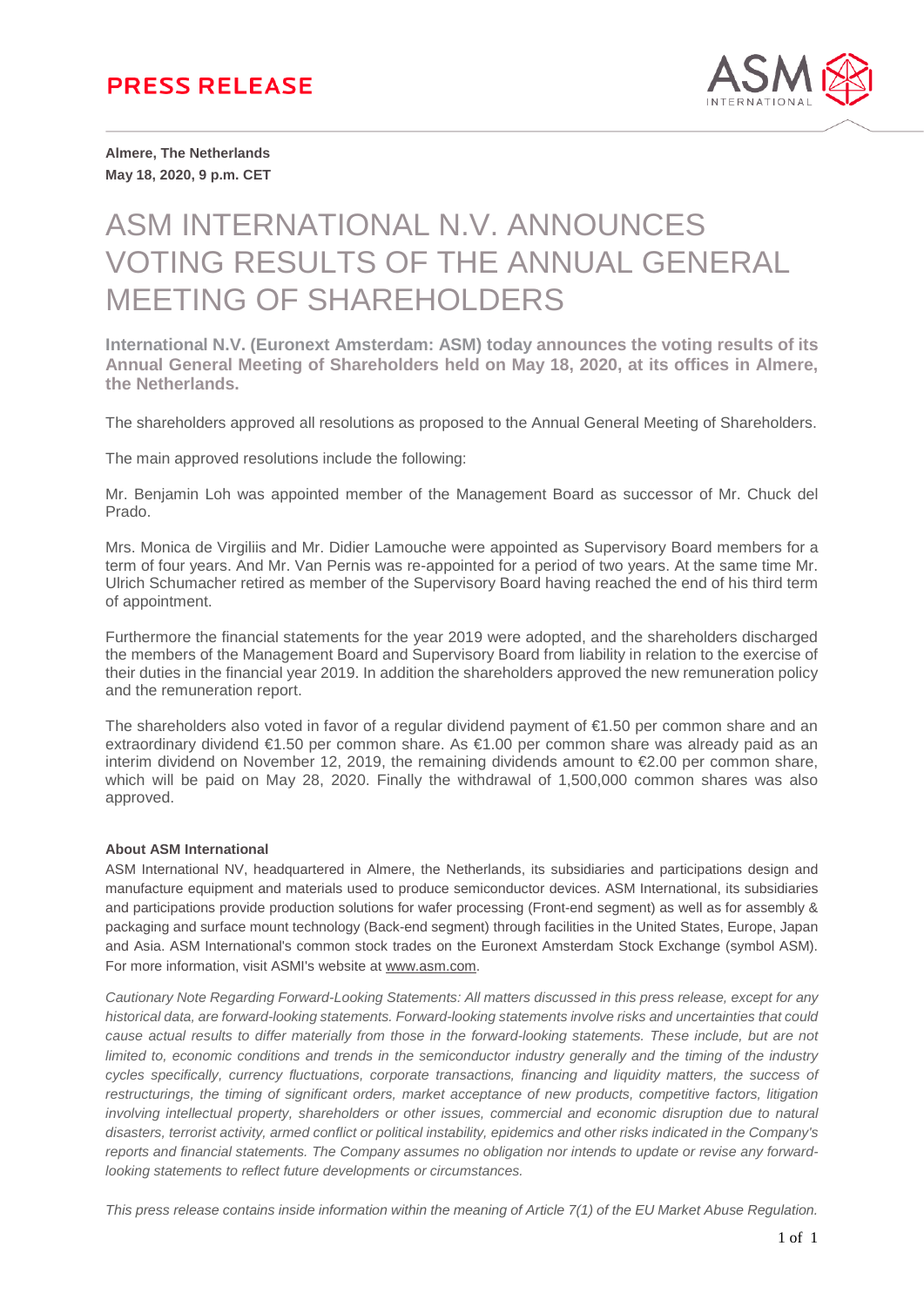# PRESS RELEASE

**Almere, The Netherlands**
**May 18, 2020, 9 p.m. CET**

# ASM INTERNATIONAL N.V. ANNOUNCES VOTING RESULTS OF THE ANNUAL GENERAL MEETING OF SHAREHOLDERS

**International N.V. (Euronext Amsterdam: ASM) today announces the voting results of its Annual General Meeting of Shareholders held on May 18, 2020, at its offices in Almere, the Netherlands.**

The shareholders approved all resolutions as proposed to the Annual General Meeting of Shareholders.

The main approved resolutions include the following:

Mr. Benjamin Loh was appointed member of the Management Board as successor of Mr. Chuck del Prado.

Mrs. Monica de Virgiliis and Mr. Didier Lamouche were appointed as Supervisory Board members for a term of four years. And Mr. Van Pernis was re-appointed for a period of two years. At the same time Mr. Ulrich Schumacher retired as member of the Supervisory Board having reached the end of his third term of appointment.

Furthermore the financial statements for the year 2019 were adopted, and the shareholders discharged the members of the Management Board and Supervisory Board from liability in relation to the exercise of their duties in the financial year 2019. In addition the shareholders approved the new remuneration policy and the remuneration report.

The shareholders also voted in favor of a regular dividend payment of €1.50 per common share and an extraordinary dividend €1.50 per common share. As €1.00 per common share was already paid as an interim dividend on November 12, 2019, the remaining dividends amount to €2.00 per common share, which will be paid on May 28, 2020. Finally the withdrawal of 1,500,000 common shares was also approved.

**About ASM International**

ASM International NV, headquartered in Almere, the Netherlands, its subsidiaries and participations design and manufacture equipment and materials used to produce semiconductor devices. ASM International, its subsidiaries and participations provide production solutions for wafer processing (Front-end segment) as well as for assembly & packaging and surface mount technology (Back-end segment) through facilities in the United States, Europe, Japan and Asia. ASM International's common stock trades on the Euronext Amsterdam Stock Exchange (symbol ASM). For more information, visit ASMI's website at www.asm.com.

*Cautionary Note Regarding Forward-Looking Statements: All matters discussed in this press release, except for any historical data, are forward-looking statements. Forward-looking statements involve risks and uncertainties that could cause actual results to differ materially from those in the forward-looking statements. These include, but are not limited to, economic conditions and trends in the semiconductor industry generally and the timing of the industry cycles specifically, currency fluctuations, corporate transactions, financing and liquidity matters, the success of restructurings, the timing of significant orders, market acceptance of new products, competitive factors, litigation involving intellectual property, shareholders or other issues, commercial and economic disruption due to natural disasters, terrorist activity, armed conflict or political instability, epidemics and other risks indicated in the Company's reports and financial statements. The Company assumes no obligation nor intends to update or revise any forward-looking statements to reflect future developments or circumstances.*

*This press release contains inside information within the meaning of Article 7(1) of the EU Market Abuse Regulation.*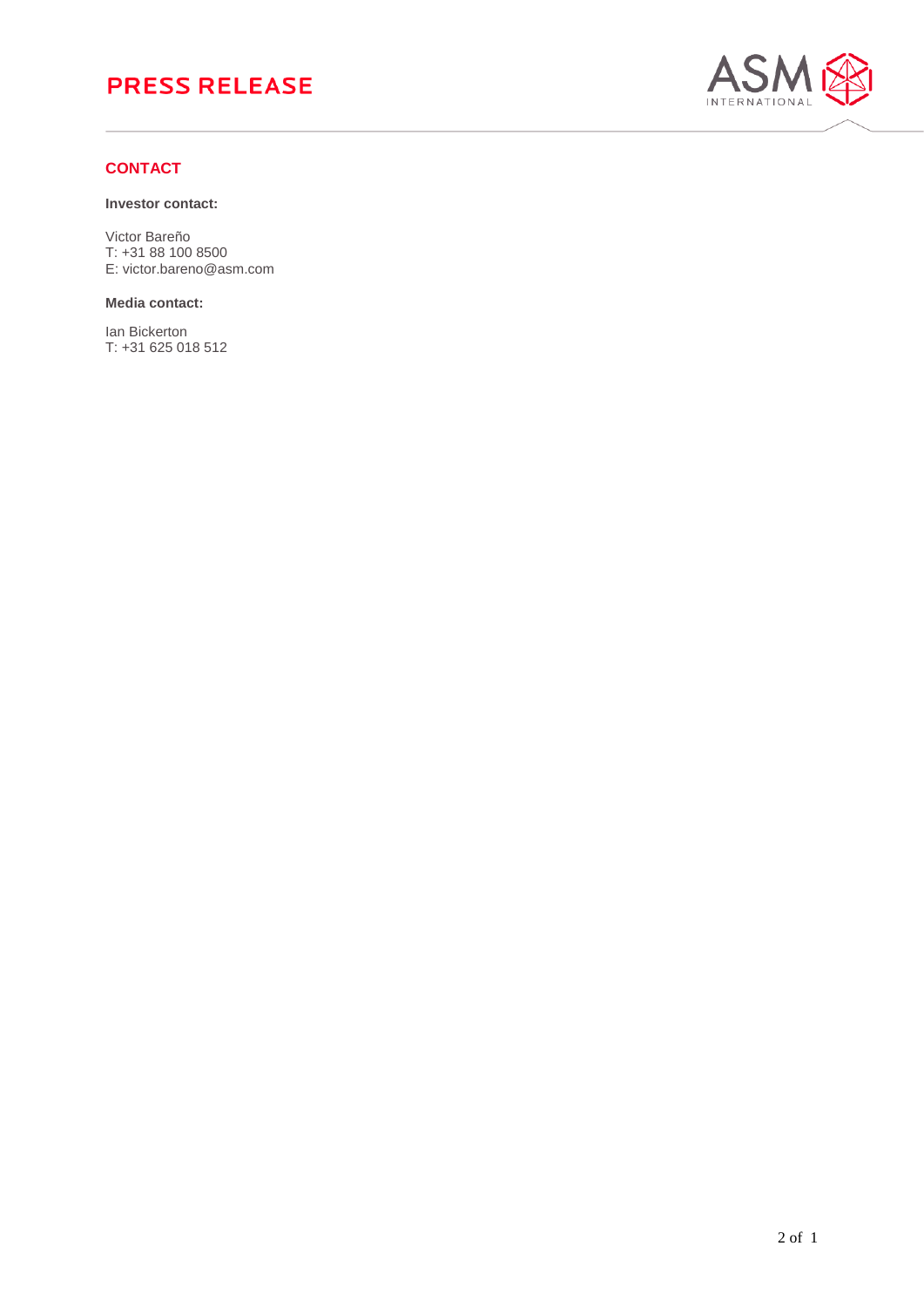## CONTACT

**Investor contact:**

Victor Bareño
T: +31 88 100 8500
E: victor.bareno@asm.com

**Media contact:**

Ian Bickerton
T: +31 625 018 512